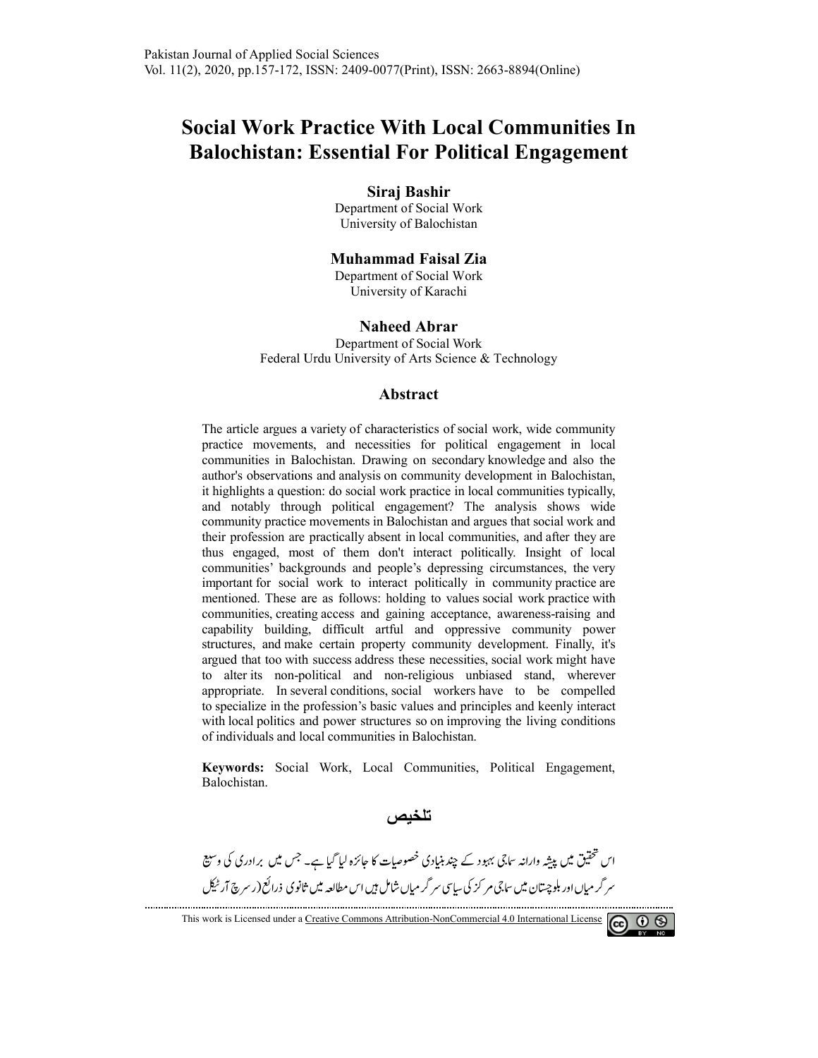# Social Work Practice With Local Communities In Balochistan: Essential For Political Engagement

**Siraj Bashir**
Department of Social Work
University of Balochistan

**Muhammad Faisal Zia**
Department of Social Work
University of Karachi

**Naheed Abrar**
Department of Social Work
Federal Urdu University of Arts Science & Technology

## Abstract

The article argues a variety of characteristics of social work, wide community practice movements, and necessities for political engagement in local communities in Balochistan. Drawing on secondary knowledge and also the author's observations and analysis on community development in Balochistan, it highlights a question: do social work practice in local communities typically, and notably through political engagement? The analysis shows wide community practice movements in Balochistan and argues that social work and their profession are practically absent in local communities, and after they are thus engaged, most of them don't interact politically. Insight of local communities' backgrounds and people's depressing circumstances, the very important for social work to interact politically in community practice are mentioned. These are as follows: holding to values social work practice with communities, creating access and gaining acceptance, awareness-raising and capability building, difficult artful and oppressive community power structures, and make certain property community development. Finally, it's argued that too with success address these necessities, social work might have to alter its non-political and non-religious unbiased stand, wherever appropriate. In several conditions, social workers have to be compelled to specialize in the profession's basic values and principles and keenly interact with local politics and power structures so on improving the living conditions of individuals and local communities in Balochistan.

**Keywords:** Social Work, Local Communities, Political Engagement, Balochistan.

## تلخیص

اس تحقیق میں پیشہ وارانہ سماجی بہبود کے چند بنیادی خصوصیات کا جائزہ لیا گیا ہے۔ جس میں برادری کی وسیع سرگرمیاں اور بلوچستان میں سماجی مرکز کی سیاسی سرگرمیاں شامل ہیں اس مطالعہ میں ثانوی ذرائع (ریسرچ آرٹیکل

This work is Licensed under a Creative Commons Attribution-NonCommercial 4.0 International License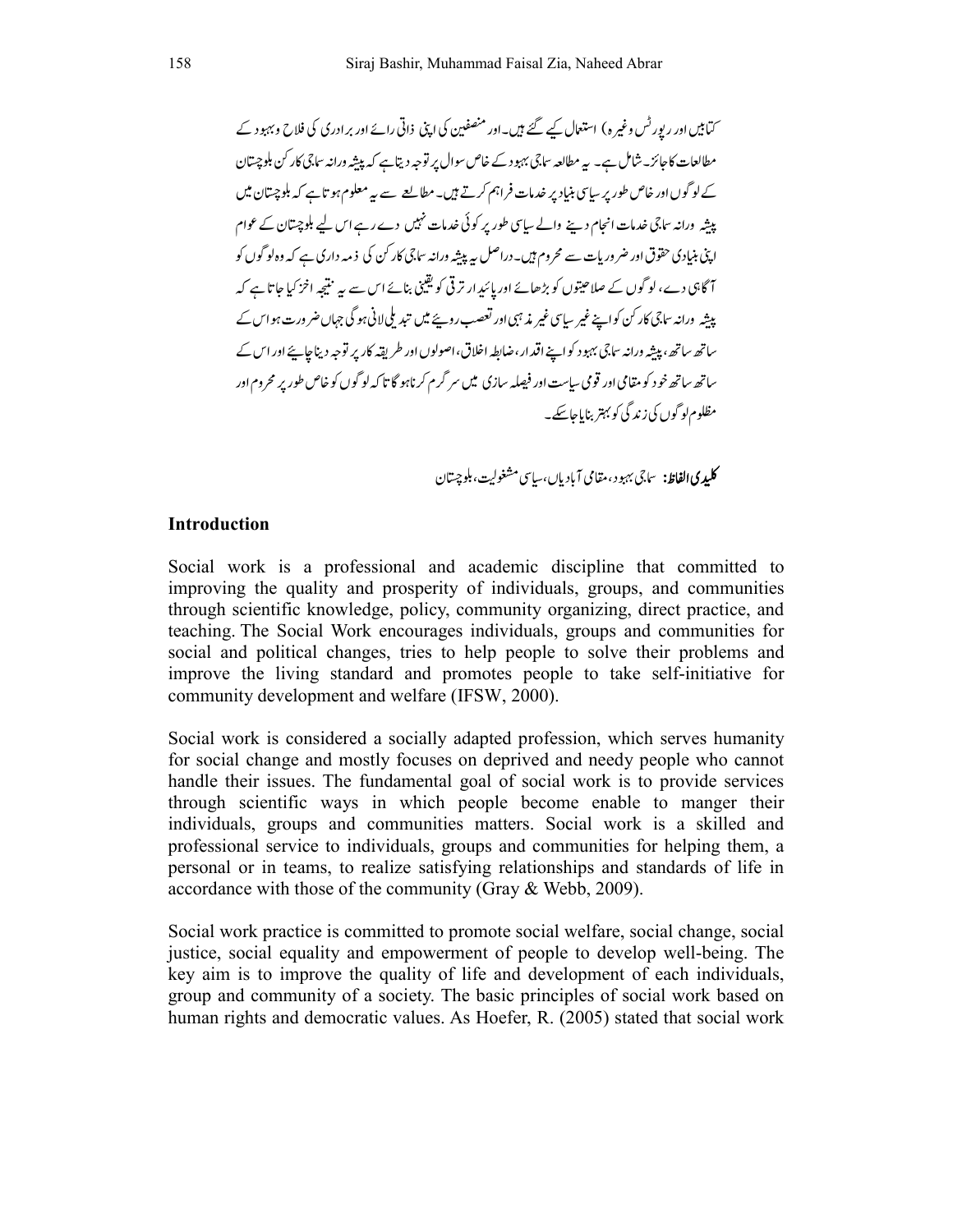کتابیں اور رپورٹس وغیرہ) استعمال کیے گئے ہیں۔اور منصفین کی اپنی ذاتی رائے اور برادری کی فلاح وبہبود کے مطالعات کا جائزہ شامل ہے۔ یہ مطالعہ سماجی بہبود کے خاص سوال پر توجہ دیتا ہے کہ پیشہ ورانہ سماجی کارکن بلوچستان کے لوگوں اور خاص طور پر سیاسی بنیاد پر خدمات فراہم کرتے ہیں۔ مطالعے سے یہ معلوم ہوتا ہے کہ بلوچستان میں پیشہ ورانہ سماجی خدمات انجام دینے والے سیاسی طور پر کوئی خدمات نہیں دے رہے اس لیے بلوچستان کے عوام اپنی بنیادی حقوق اور ضروریات سے محروم ہیں۔دراصل یہ پیشہ ورانہ سماجی کارکن کی ذمہ داری ہے کہ وہ لوگوں کو آگاہی دے، لوگوں کے صلاحیتوں کو بڑھائے اور پائیدار ترقی کو یقینی بنائے اس سے یہ نتیجہ اخز کیا جاتا ہے کہ پیشہ ورانہ سماجی کارکن کو اپنے غیر سیاسی غیر مذہبی اور تعصب رویئے میں تبدیلی لانی ہوگی جہاں ضرورت ہو اس کے ساتھ ساتھ، پیشہ ورانہ سماجی بہبود کو اپنے اقدار، ضابطہ اخلاق، اصولوں اور طریقہ کار پر توجہ دیناچاہئے اور اس کے ساتھ ساتھ خود کو مقامی اور قومی سیاست اور فیصلہ سازی میں سرگرم کرنا ہوگا تاکہ لوگوں کو خاص طور پر محروم اور مظلوم لوگوں کی زندگی کو بہتر بنایا جاسکے۔

**کلیدی الفاظ:** سماجی بہبود، مقامی آبادیاں، سیاسی مشغولیت، بلوچستان

## Introduction

Social work is a professional and academic discipline that committed to improving the quality and prosperity of individuals, groups, and communities through scientific knowledge, policy, community organizing, direct practice, and teaching. The Social Work encourages individuals, groups and communities for social and political changes, tries to help people to solve their problems and improve the living standard and promotes people to take self-initiative for community development and welfare (IFSW, 2000).

Social work is considered a socially adapted profession, which serves humanity for social change and mostly focuses on deprived and needy people who cannot handle their issues. The fundamental goal of social work is to provide services through scientific ways in which people become enable to manger their individuals, groups and communities matters. Social work is a skilled and professional service to individuals, groups and communities for helping them, a personal or in teams, to realize satisfying relationships and standards of life in accordance with those of the community (Gray & Webb, 2009).

Social work practice is committed to promote social welfare, social change, social justice, social equality and empowerment of people to develop well-being. The key aim is to improve the quality of life and development of each individuals, group and community of a society. The basic principles of social work based on human rights and democratic values. As Hoefer, R. (2005) stated that social work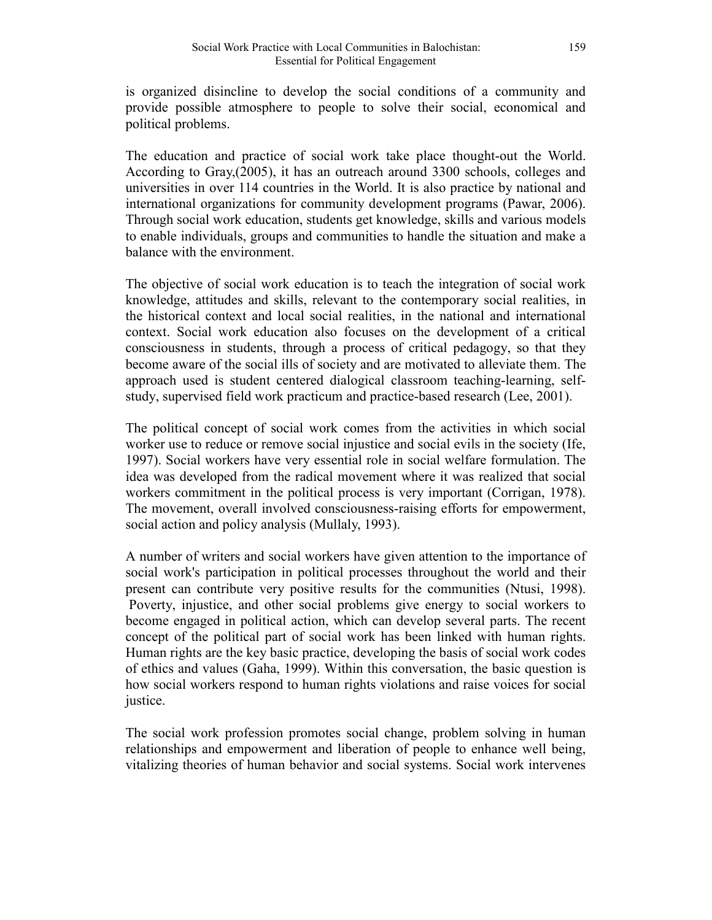is organized disincline to develop the social conditions of a community and provide possible atmosphere to people to solve their social, economical and political problems.

The education and practice of social work take place thought-out the World. According to Gray,(2005), it has an outreach around 3300 schools, colleges and universities in over 114 countries in the World. It is also practice by national and international organizations for community development programs (Pawar, 2006). Through social work education, students get knowledge, skills and various models to enable individuals, groups and communities to handle the situation and make a balance with the environment.

The objective of social work education is to teach the integration of social work knowledge, attitudes and skills, relevant to the contemporary social realities, in the historical context and local social realities, in the national and international context. Social work education also focuses on the development of a critical consciousness in students, through a process of critical pedagogy, so that they become aware of the social ills of society and are motivated to alleviate them. The approach used is student centered dialogical classroom teaching-learning, self-study, supervised field work practicum and practice-based research (Lee, 2001).

The political concept of social work comes from the activities in which social worker use to reduce or remove social injustice and social evils in the society (Ife, 1997). Social workers have very essential role in social welfare formulation. The idea was developed from the radical movement where it was realized that social workers commitment in the political process is very important (Corrigan, 1978). The movement, overall involved consciousness-raising efforts for empowerment, social action and policy analysis (Mullaly, 1993).

A number of writers and social workers have given attention to the importance of social work's participation in political processes throughout the world and their present can contribute very positive results for the communities (Ntusi, 1998). Poverty, injustice, and other social problems give energy to social workers to become engaged in political action, which can develop several parts. The recent concept of the political part of social work has been linked with human rights. Human rights are the key basic practice, developing the basis of social work codes of ethics and values (Gaha, 1999). Within this conversation, the basic question is how social workers respond to human rights violations and raise voices for social justice.

The social work profession promotes social change, problem solving in human relationships and empowerment and liberation of people to enhance well being, vitalizing theories of human behavior and social systems. Social work intervenes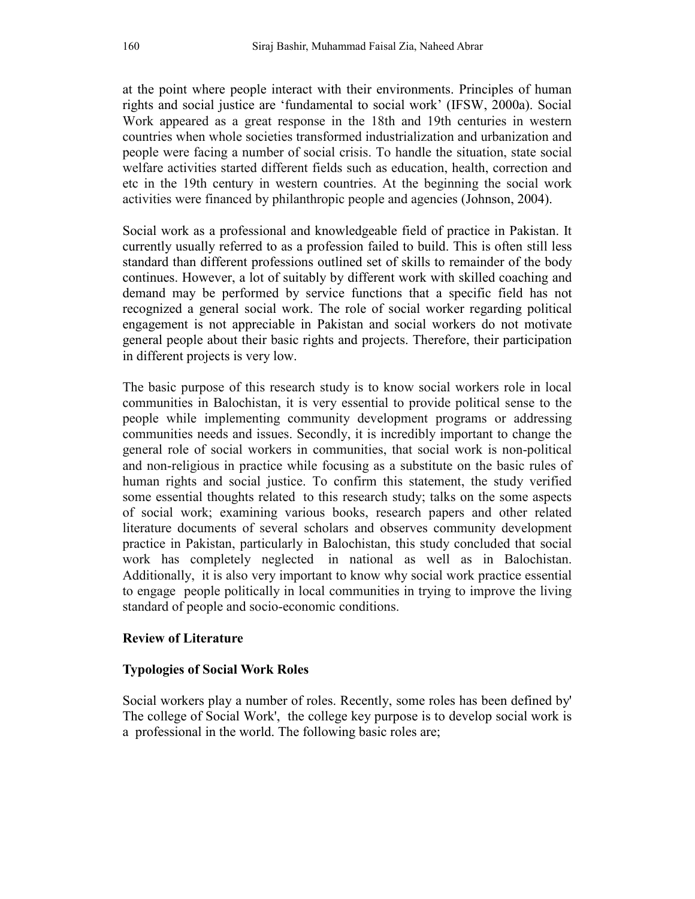at the point where people interact with their environments. Principles of human rights and social justice are 'fundamental to social work' (IFSW, 2000a). Social Work appeared as a great response in the 18th and 19th centuries in western countries when whole societies transformed industrialization and urbanization and people were facing a number of social crisis. To handle the situation, state social welfare activities started different fields such as education, health, correction and etc in the 19th century in western countries. At the beginning the social work activities were financed by philanthropic people and agencies (Johnson, 2004).

Social work as a professional and knowledgeable field of practice in Pakistan. It currently usually referred to as a profession failed to build. This is often still less standard than different professions outlined set of skills to remainder of the body continues. However, a lot of suitably by different work with skilled coaching and demand may be performed by service functions that a specific field has not recognized a general social work. The role of social worker regarding political engagement is not appreciable in Pakistan and social workers do not motivate general people about their basic rights and projects. Therefore, their participation in different projects is very low.

The basic purpose of this research study is to know social workers role in local communities in Balochistan, it is very essential to provide political sense to the people while implementing community development programs or addressing communities needs and issues. Secondly, it is incredibly important to change the general role of social workers in communities, that social work is non-political and non-religious in practice while focusing as a substitute on the basic rules of human rights and social justice. To confirm this statement, the study verified some essential thoughts related to this research study; talks on the some aspects of social work; examining various books, research papers and other related literature documents of several scholars and observes community development practice in Pakistan, particularly in Balochistan, this study concluded that social work has completely neglected in national as well as in Balochistan. Additionally, it is also very important to know why social work practice essential to engage people politically in local communities in trying to improve the living standard of people and socio-economic conditions.

## Review of Literature

### Typologies of Social Work Roles

Social workers play a number of roles. Recently, some roles has been defined by' The college of Social Work', the college key purpose is to develop social work is a professional in the world. The following basic roles are;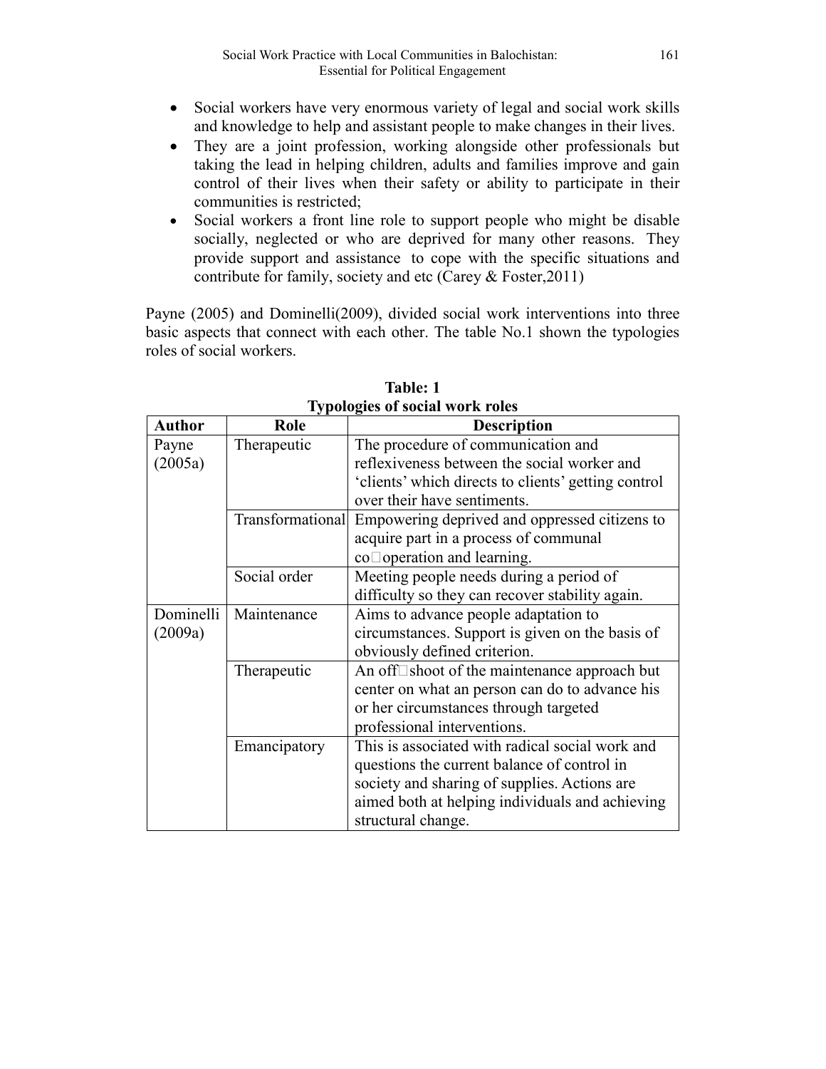- Social workers have very enormous variety of legal and social work skills and knowledge to help and assistant people to make changes in their lives.
- They are a joint profession, working alongside other professionals but taking the lead in helping children, adults and families improve and gain control of their lives when their safety or ability to participate in their communities is restricted;
- Social workers a front line role to support people who might be disable socially, neglected or who are deprived for many other reasons. They provide support and assistance to cope with the specific situations and contribute for family, society and etc (Carey & Foster,2011)

Payne (2005) and Dominelli(2009), divided social work interventions into three basic aspects that connect with each other. The table No.1 shown the typologies roles of social workers.

**Table: 1**
**Typologies of social work roles**

| Author | Role | Description |
|---|---|---|
| Payne (2005a) | Therapeutic | The procedure of communication and reflexiveness between the social worker and 'clients' which directs to clients' getting control over their have sentiments. |
| | Transformational | Empowering deprived and oppressed citizens to acquire part in a process of communal co□operation and learning. |
| | Social order | Meeting people needs during a period of difficulty so they can recover stability again. |
| Dominelli (2009a) | Maintenance | Aims to advance people adaptation to circumstances. Support is given on the basis of obviously defined criterion. |
| | Therapeutic | An off□shoot of the maintenance approach but center on what an person can do to advance his or her circumstances through targeted professional interventions. |
| | Emancipatory | This is associated with radical social work and questions the current balance of control in society and sharing of supplies. Actions are aimed both at helping individuals and achieving structural change. |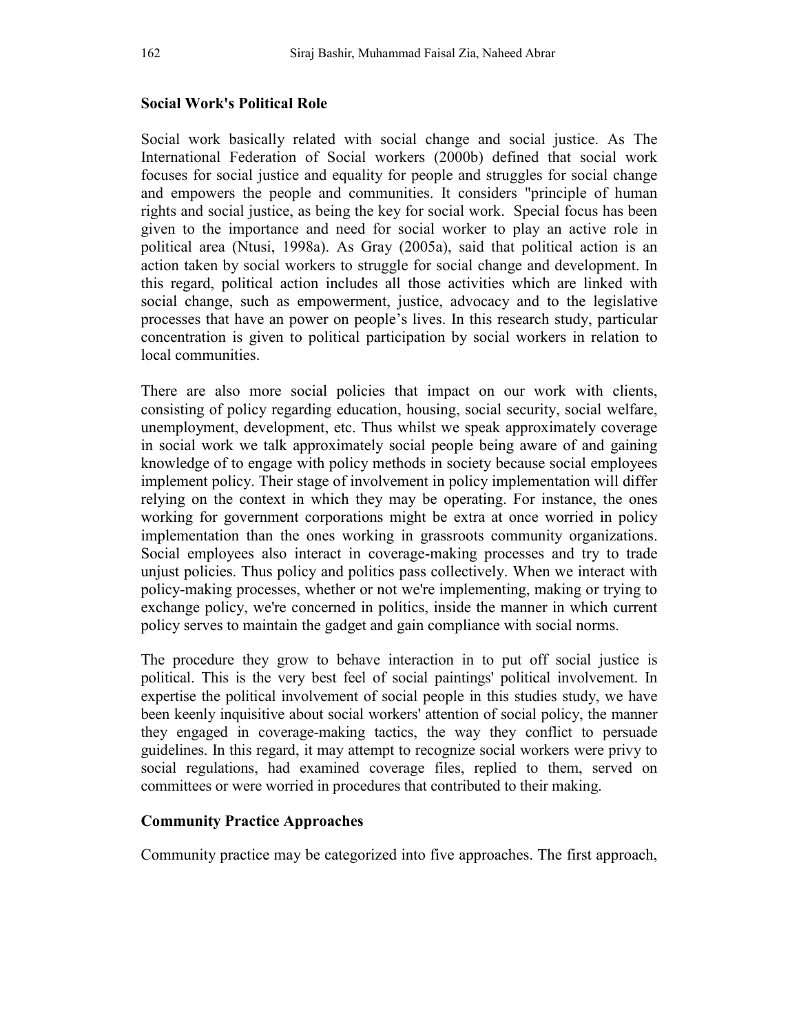## Social Work's Political Role

Social work basically related with social change and social justice. As The International Federation of Social workers (2000b) defined that social work focuses for social justice and equality for people and struggles for social change and empowers the people and communities. It considers "principle of human rights and social justice, as being the key for social work. Special focus has been given to the importance and need for social worker to play an active role in political area (Ntusi, 1998a). As Gray (2005a), said that political action is an action taken by social workers to struggle for social change and development. In this regard, political action includes all those activities which are linked with social change, such as empowerment, justice, advocacy and to the legislative processes that have an power on people's lives. In this research study, particular concentration is given to political participation by social workers in relation to local communities.

There are also more social policies that impact on our work with clients, consisting of policy regarding education, housing, social security, social welfare, unemployment, development, etc. Thus whilst we speak approximately coverage in social work we talk approximately social people being aware of and gaining knowledge of to engage with policy methods in society because social employees implement policy. Their stage of involvement in policy implementation will differ relying on the context in which they may be operating. For instance, the ones working for government corporations might be extra at once worried in policy implementation than the ones working in grassroots community organizations. Social employees also interact in coverage-making processes and try to trade unjust policies. Thus policy and politics pass collectively. When we interact with policy-making processes, whether or not we're implementing, making or trying to exchange policy, we're concerned in politics, inside the manner in which current policy serves to maintain the gadget and gain compliance with social norms.

The procedure they grow to behave interaction in to put off social justice is political. This is the very best feel of social paintings' political involvement. In expertise the political involvement of social people in this studies study, we have been keenly inquisitive about social workers' attention of social policy, the manner they engaged in coverage-making tactics, the way they conflict to persuade guidelines. In this regard, it may attempt to recognize social workers were privy to social regulations, had examined coverage files, replied to them, served on committees or were worried in procedures that contributed to their making.

## Community Practice Approaches

Community practice may be categorized into five approaches. The first approach,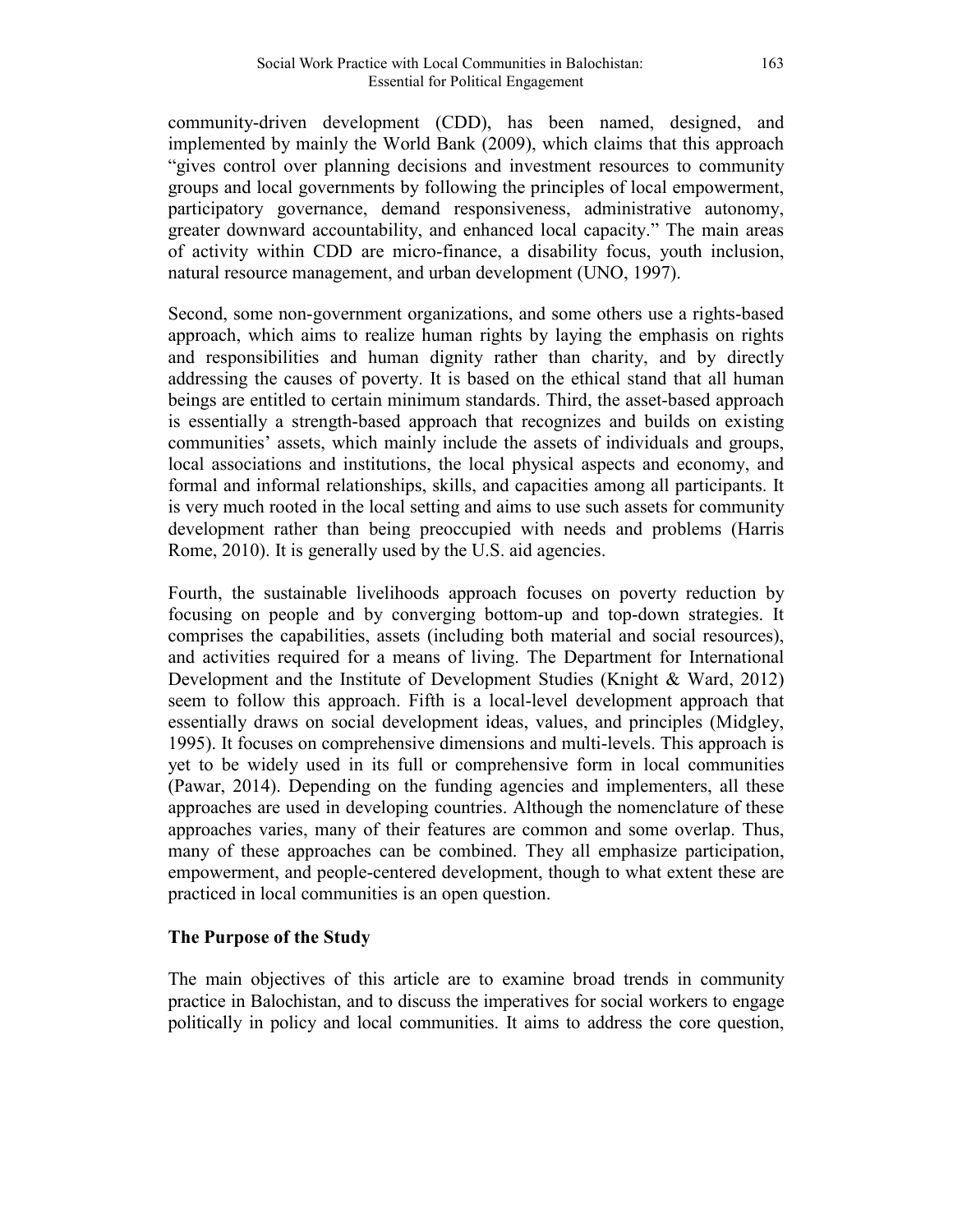community-driven development (CDD), has been named, designed, and implemented by mainly the World Bank (2009), which claims that this approach "gives control over planning decisions and investment resources to community groups and local governments by following the principles of local empowerment, participatory governance, demand responsiveness, administrative autonomy, greater downward accountability, and enhanced local capacity." The main areas of activity within CDD are micro-finance, a disability focus, youth inclusion, natural resource management, and urban development (UNO, 1997).

Second, some non-government organizations, and some others use a rights-based approach, which aims to realize human rights by laying the emphasis on rights and responsibilities and human dignity rather than charity, and by directly addressing the causes of poverty. It is based on the ethical stand that all human beings are entitled to certain minimum standards. Third, the asset-based approach is essentially a strength-based approach that recognizes and builds on existing communities' assets, which mainly include the assets of individuals and groups, local associations and institutions, the local physical aspects and economy, and formal and informal relationships, skills, and capacities among all participants. It is very much rooted in the local setting and aims to use such assets for community development rather than being preoccupied with needs and problems (Harris Rome, 2010). It is generally used by the U.S. aid agencies.

Fourth, the sustainable livelihoods approach focuses on poverty reduction by focusing on people and by converging bottom-up and top-down strategies. It comprises the capabilities, assets (including both material and social resources), and activities required for a means of living. The Department for International Development and the Institute of Development Studies (Knight & Ward, 2012) seem to follow this approach. Fifth is a local-level development approach that essentially draws on social development ideas, values, and principles (Midgley, 1995). It focuses on comprehensive dimensions and multi-levels. This approach is yet to be widely used in its full or comprehensive form in local communities (Pawar, 2014). Depending on the funding agencies and implementers, all these approaches are used in developing countries. Although the nomenclature of these approaches varies, many of their features are common and some overlap. Thus, many of these approaches can be combined. They all emphasize participation, empowerment, and people-centered development, though to what extent these are practiced in local communities is an open question.

## The Purpose of the Study

The main objectives of this article are to examine broad trends in community practice in Balochistan, and to discuss the imperatives for social workers to engage politically in policy and local communities. It aims to address the core question,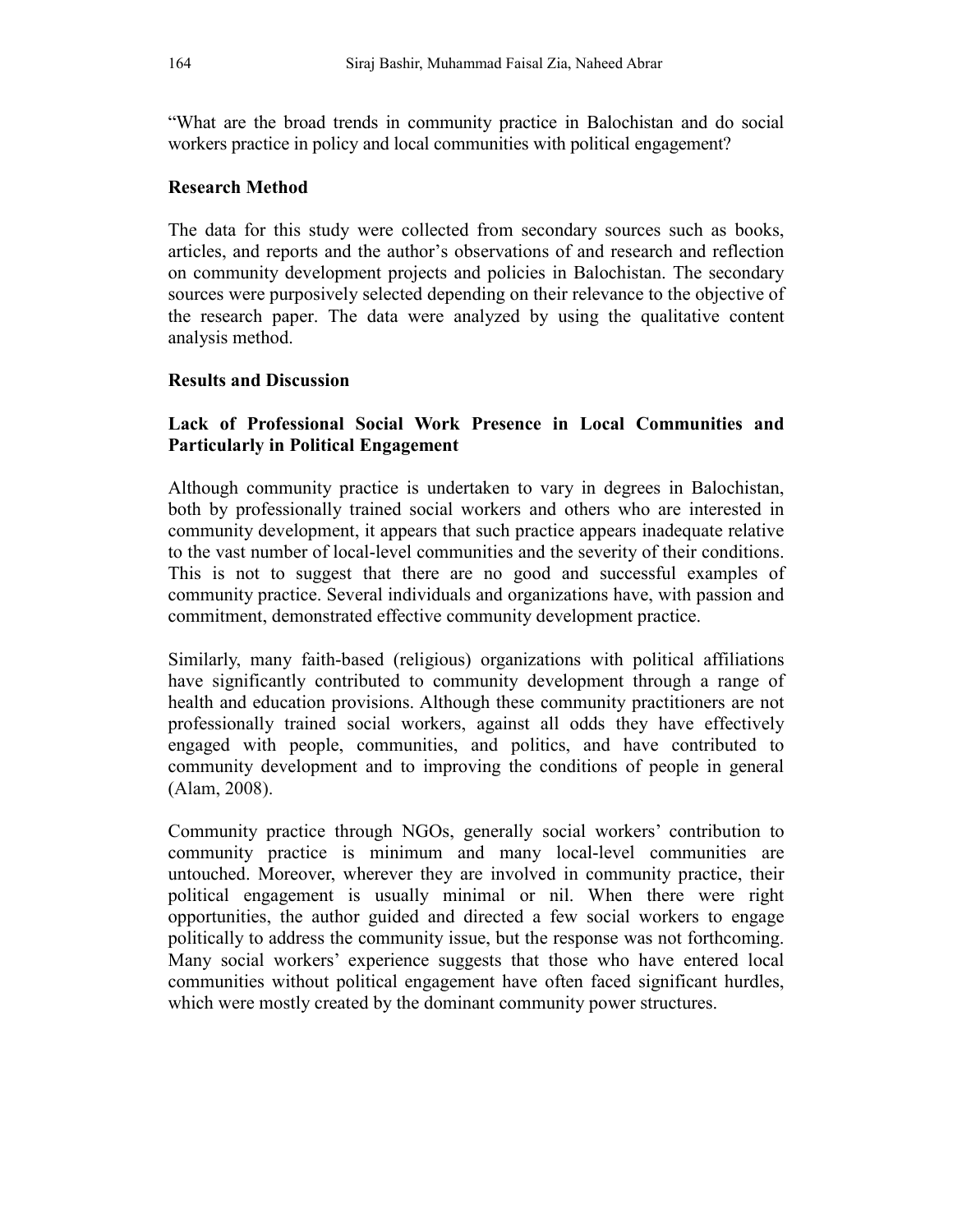"What are the broad trends in community practice in Balochistan and do social workers practice in policy and local communities with political engagement?

## Research Method

The data for this study were collected from secondary sources such as books, articles, and reports and the author's observations of and research and reflection on community development projects and policies in Balochistan. The secondary sources were purposively selected depending on their relevance to the objective of the research paper. The data were analyzed by using the qualitative content analysis method.

## Results and Discussion

### Lack of Professional Social Work Presence in Local Communities and Particularly in Political Engagement

Although community practice is undertaken to vary in degrees in Balochistan, both by professionally trained social workers and others who are interested in community development, it appears that such practice appears inadequate relative to the vast number of local-level communities and the severity of their conditions. This is not to suggest that there are no good and successful examples of community practice. Several individuals and organizations have, with passion and commitment, demonstrated effective community development practice.

Similarly, many faith-based (religious) organizations with political affiliations have significantly contributed to community development through a range of health and education provisions. Although these community practitioners are not professionally trained social workers, against all odds they have effectively engaged with people, communities, and politics, and have contributed to community development and to improving the conditions of people in general (Alam, 2008).

Community practice through NGOs, generally social workers' contribution to community practice is minimum and many local-level communities are untouched. Moreover, wherever they are involved in community practice, their political engagement is usually minimal or nil. When there were right opportunities, the author guided and directed a few social workers to engage politically to address the community issue, but the response was not forthcoming. Many social workers' experience suggests that those who have entered local communities without political engagement have often faced significant hurdles, which were mostly created by the dominant community power structures.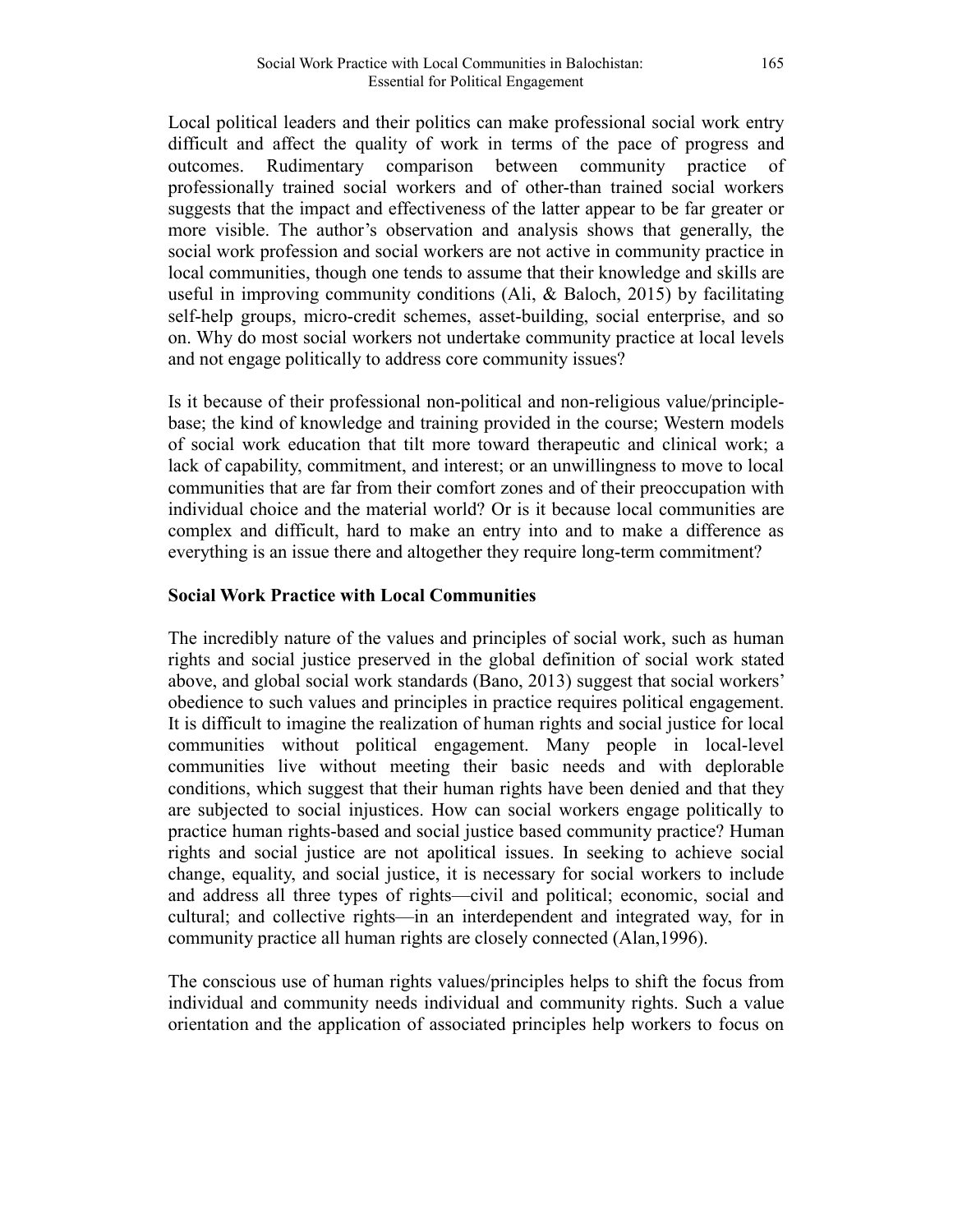Local political leaders and their politics can make professional social work entry difficult and affect the quality of work in terms of the pace of progress and outcomes. Rudimentary comparison between community practice of professionally trained social workers and of other-than trained social workers suggests that the impact and effectiveness of the latter appear to be far greater or more visible. The author's observation and analysis shows that generally, the social work profession and social workers are not active in community practice in local communities, though one tends to assume that their knowledge and skills are useful in improving community conditions (Ali, & Baloch, 2015) by facilitating self-help groups, micro-credit schemes, asset-building, social enterprise, and so on. Why do most social workers not undertake community practice at local levels and not engage politically to address core community issues?

Is it because of their professional non-political and non-religious value/principle-base; the kind of knowledge and training provided in the course; Western models of social work education that tilt more toward therapeutic and clinical work; a lack of capability, commitment, and interest; or an unwillingness to move to local communities that are far from their comfort zones and of their preoccupation with individual choice and the material world? Or is it because local communities are complex and difficult, hard to make an entry into and to make a difference as everything is an issue there and altogether they require long-term commitment?

**Social Work Practice with Local Communities**

The incredibly nature of the values and principles of social work, such as human rights and social justice preserved in the global definition of social work stated above, and global social work standards (Bano, 2013) suggest that social workers' obedience to such values and principles in practice requires political engagement. It is difficult to imagine the realization of human rights and social justice for local communities without political engagement. Many people in local-level communities live without meeting their basic needs and with deplorable conditions, which suggest that their human rights have been denied and that they are subjected to social injustices. How can social workers engage politically to practice human rights-based and social justice based community practice? Human rights and social justice are not apolitical issues. In seeking to achieve social change, equality, and social justice, it is necessary for social workers to include and address all three types of rights—civil and political; economic, social and cultural; and collective rights—in an interdependent and integrated way, for in community practice all human rights are closely connected (Alan,1996).

The conscious use of human rights values/principles helps to shift the focus from individual and community needs individual and community rights. Such a value orientation and the application of associated principles help workers to focus on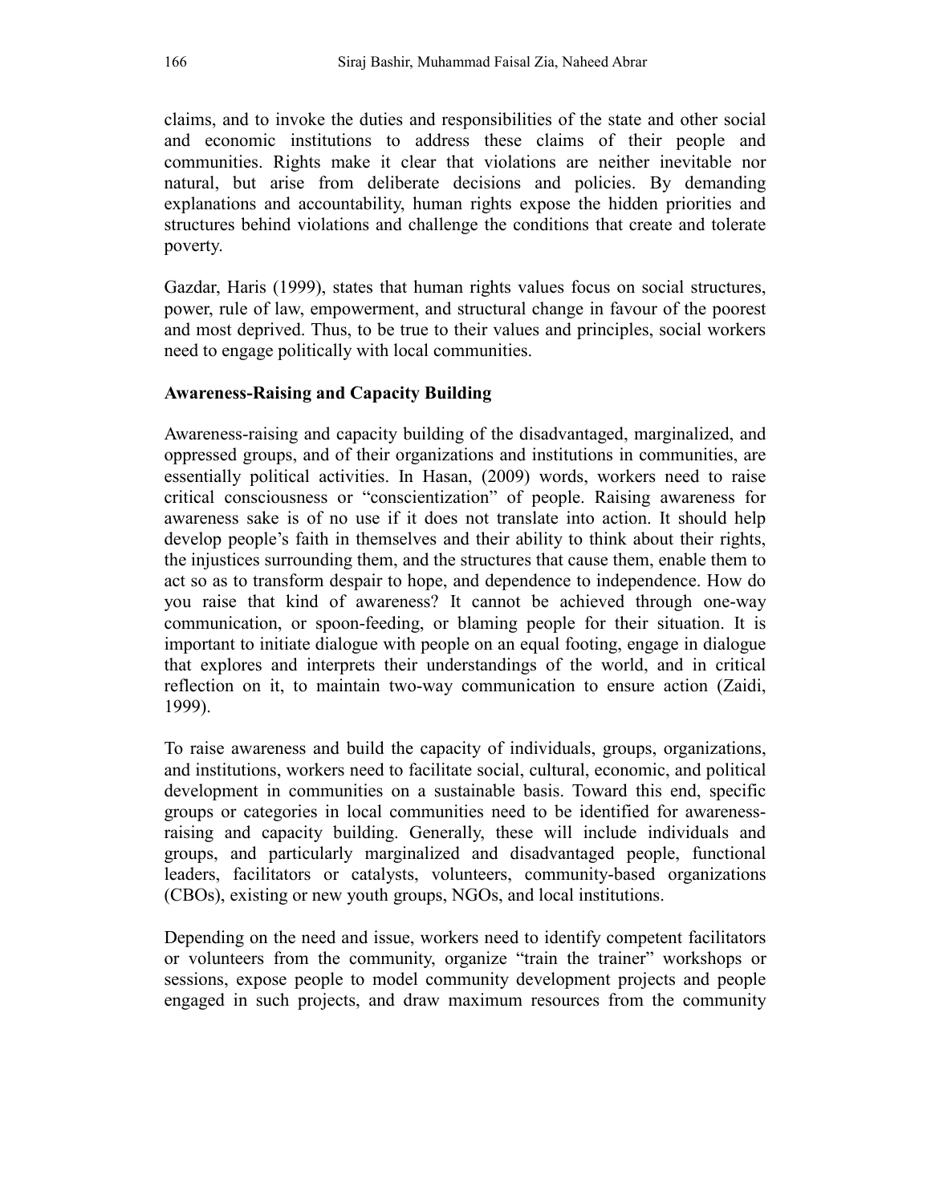claims, and to invoke the duties and responsibilities of the state and other social and economic institutions to address these claims of their people and communities. Rights make it clear that violations are neither inevitable nor natural, but arise from deliberate decisions and policies. By demanding explanations and accountability, human rights expose the hidden priorities and structures behind violations and challenge the conditions that create and tolerate poverty.

Gazdar, Haris (1999), states that human rights values focus on social structures, power, rule of law, empowerment, and structural change in favour of the poorest and most deprived. Thus, to be true to their values and principles, social workers need to engage politically with local communities.

**Awareness-Raising and Capacity Building**

Awareness-raising and capacity building of the disadvantaged, marginalized, and oppressed groups, and of their organizations and institutions in communities, are essentially political activities. In Hasan, (2009) words, workers need to raise critical consciousness or "conscientization" of people. Raising awareness for awareness sake is of no use if it does not translate into action. It should help develop people's faith in themselves and their ability to think about their rights, the injustices surrounding them, and the structures that cause them, enable them to act so as to transform despair to hope, and dependence to independence. How do you raise that kind of awareness? It cannot be achieved through one-way communication, or spoon-feeding, or blaming people for their situation. It is important to initiate dialogue with people on an equal footing, engage in dialogue that explores and interprets their understandings of the world, and in critical reflection on it, to maintain two-way communication to ensure action (Zaidi, 1999).

To raise awareness and build the capacity of individuals, groups, organizations, and institutions, workers need to facilitate social, cultural, economic, and political development in communities on a sustainable basis. Toward this end, specific groups or categories in local communities need to be identified for awareness-raising and capacity building. Generally, these will include individuals and groups, and particularly marginalized and disadvantaged people, functional leaders, facilitators or catalysts, volunteers, community-based organizations (CBOs), existing or new youth groups, NGOs, and local institutions.

Depending on the need and issue, workers need to identify competent facilitators or volunteers from the community, organize "train the trainer" workshops or sessions, expose people to model community development projects and people engaged in such projects, and draw maximum resources from the community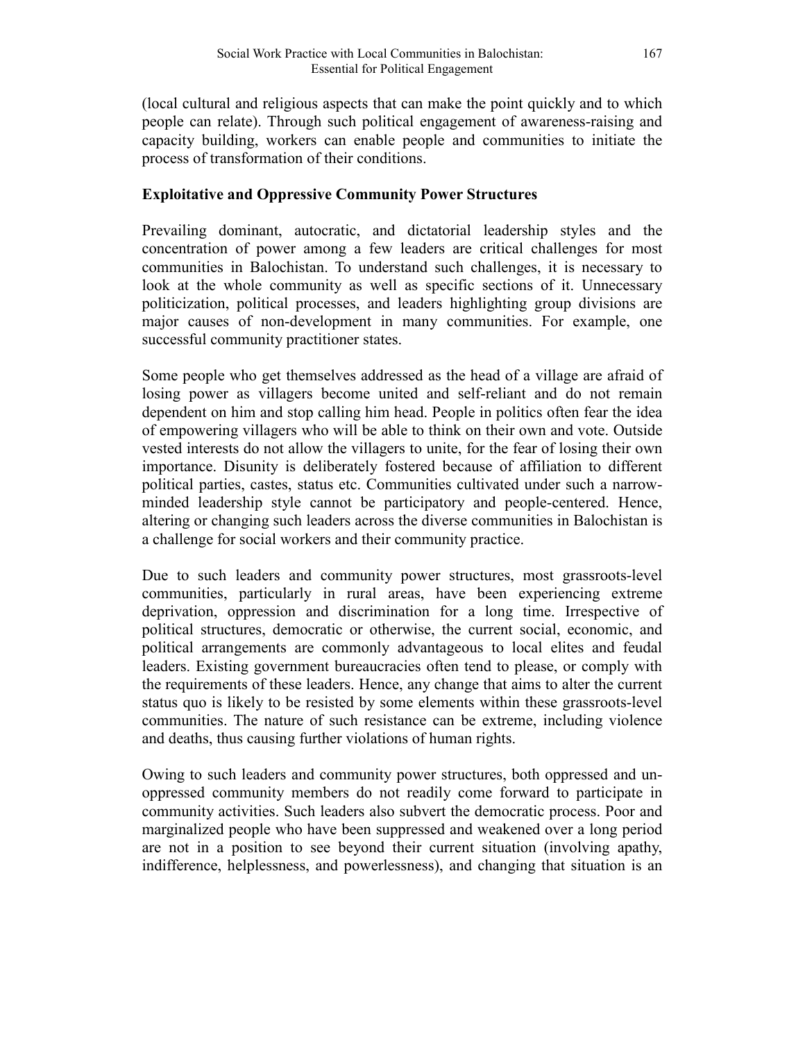(local cultural and religious aspects that can make the point quickly and to which people can relate). Through such political engagement of awareness-raising and capacity building, workers can enable people and communities to initiate the process of transformation of their conditions.

### Exploitative and Oppressive Community Power Structures

Prevailing dominant, autocratic, and dictatorial leadership styles and the concentration of power among a few leaders are critical challenges for most communities in Balochistan. To understand such challenges, it is necessary to look at the whole community as well as specific sections of it. Unnecessary politicization, political processes, and leaders highlighting group divisions are major causes of non-development in many communities. For example, one successful community practitioner states.

Some people who get themselves addressed as the head of a village are afraid of losing power as villagers become united and self-reliant and do not remain dependent on him and stop calling him head. People in politics often fear the idea of empowering villagers who will be able to think on their own and vote. Outside vested interests do not allow the villagers to unite, for the fear of losing their own importance. Disunity is deliberately fostered because of affiliation to different political parties, castes, status etc. Communities cultivated under such a narrow-minded leadership style cannot be participatory and people-centered. Hence, altering or changing such leaders across the diverse communities in Balochistan is a challenge for social workers and their community practice.

Due to such leaders and community power structures, most grassroots-level communities, particularly in rural areas, have been experiencing extreme deprivation, oppression and discrimination for a long time. Irrespective of political structures, democratic or otherwise, the current social, economic, and political arrangements are commonly advantageous to local elites and feudal leaders. Existing government bureaucracies often tend to please, or comply with the requirements of these leaders. Hence, any change that aims to alter the current status quo is likely to be resisted by some elements within these grassroots-level communities. The nature of such resistance can be extreme, including violence and deaths, thus causing further violations of human rights.

Owing to such leaders and community power structures, both oppressed and un-oppressed community members do not readily come forward to participate in community activities. Such leaders also subvert the democratic process. Poor and marginalized people who have been suppressed and weakened over a long period are not in a position to see beyond their current situation (involving apathy, indifference, helplessness, and powerlessness), and changing that situation is an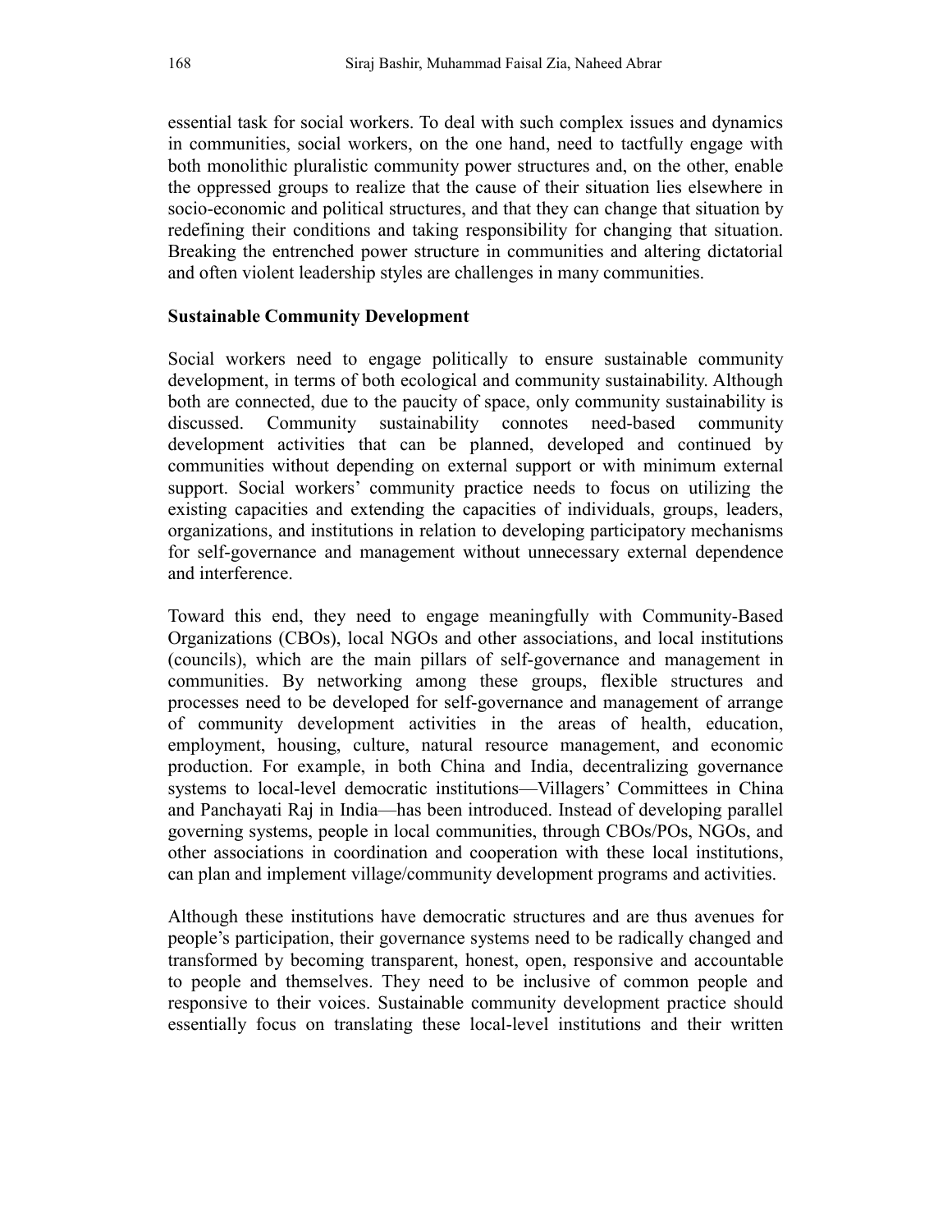essential task for social workers. To deal with such complex issues and dynamics in communities, social workers, on the one hand, need to tactfully engage with both monolithic pluralistic community power structures and, on the other, enable the oppressed groups to realize that the cause of their situation lies elsewhere in socio-economic and political structures, and that they can change that situation by redefining their conditions and taking responsibility for changing that situation. Breaking the entrenched power structure in communities and altering dictatorial and often violent leadership styles are challenges in many communities.

**Sustainable Community Development**

Social workers need to engage politically to ensure sustainable community development, in terms of both ecological and community sustainability. Although both are connected, due to the paucity of space, only community sustainability is discussed. Community sustainability connotes need-based community development activities that can be planned, developed and continued by communities without depending on external support or with minimum external support. Social workers' community practice needs to focus on utilizing the existing capacities and extending the capacities of individuals, groups, leaders, organizations, and institutions in relation to developing participatory mechanisms for self-governance and management without unnecessary external dependence and interference.

Toward this end, they need to engage meaningfully with Community-Based Organizations (CBOs), local NGOs and other associations, and local institutions (councils), which are the main pillars of self-governance and management in communities. By networking among these groups, flexible structures and processes need to be developed for self-governance and management of arrange of community development activities in the areas of health, education, employment, housing, culture, natural resource management, and economic production. For example, in both China and India, decentralizing governance systems to local-level democratic institutions—Villagers' Committees in China and Panchayati Raj in India—has been introduced. Instead of developing parallel governing systems, people in local communities, through CBOs/POs, NGOs, and other associations in coordination and cooperation with these local institutions, can plan and implement village/community development programs and activities.

Although these institutions have democratic structures and are thus avenues for people's participation, their governance systems need to be radically changed and transformed by becoming transparent, honest, open, responsive and accountable to people and themselves. They need to be inclusive of common people and responsive to their voices. Sustainable community development practice should essentially focus on translating these local-level institutions and their written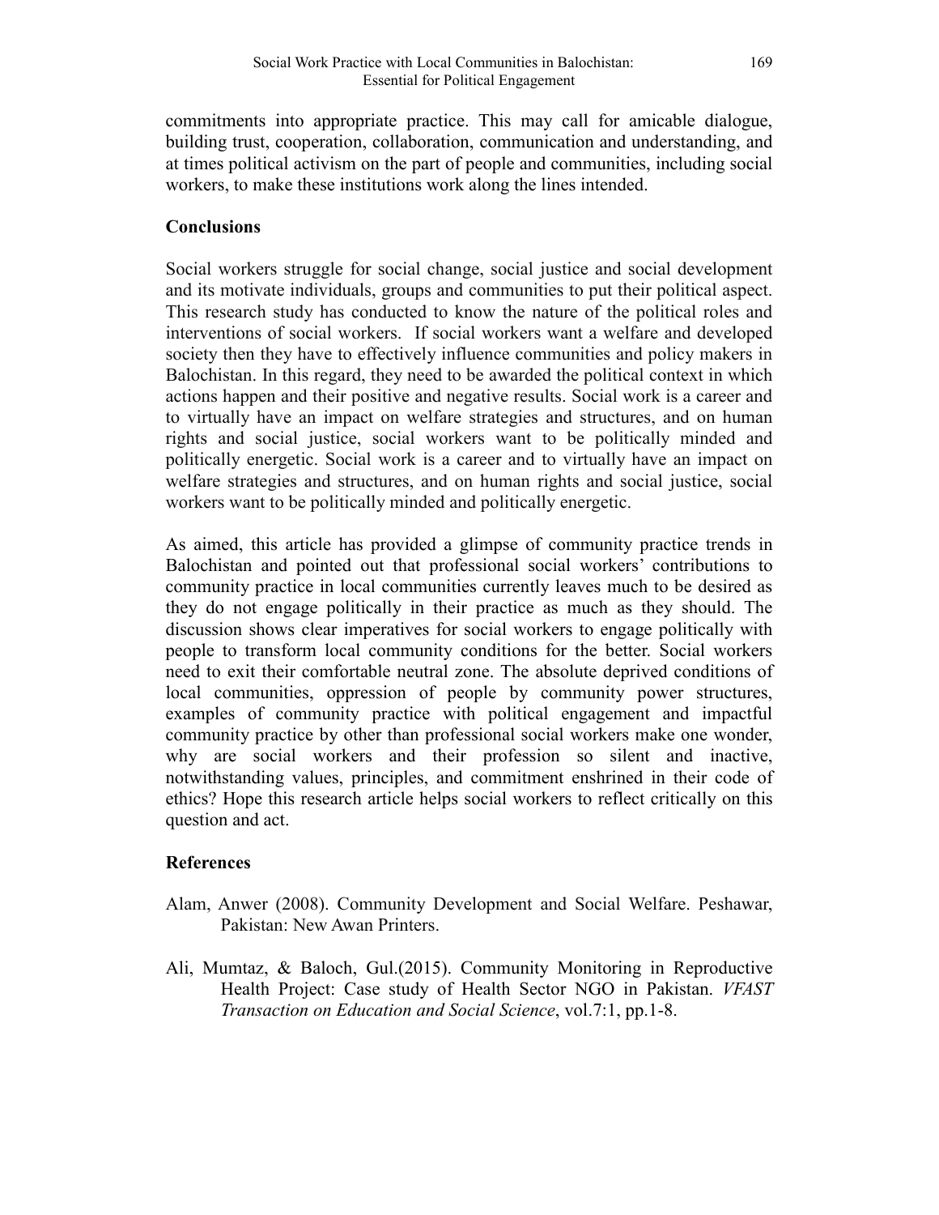commitments into appropriate practice. This may call for amicable dialogue, building trust, cooperation, collaboration, communication and understanding, and at times political activism on the part of people and communities, including social workers, to make these institutions work along the lines intended.

## Conclusions

Social workers struggle for social change, social justice and social development and its motivate individuals, groups and communities to put their political aspect. This research study has conducted to know the nature of the political roles and interventions of social workers. If social workers want a welfare and developed society then they have to effectively influence communities and policy makers in Balochistan. In this regard, they need to be awarded the political context in which actions happen and their positive and negative results. Social work is a career and to virtually have an impact on welfare strategies and structures, and on human rights and social justice, social workers want to be politically minded and politically energetic. Social work is a career and to virtually have an impact on welfare strategies and structures, and on human rights and social justice, social workers want to be politically minded and politically energetic.

As aimed, this article has provided a glimpse of community practice trends in Balochistan and pointed out that professional social workers' contributions to community practice in local communities currently leaves much to be desired as they do not engage politically in their practice as much as they should. The discussion shows clear imperatives for social workers to engage politically with people to transform local community conditions for the better. Social workers need to exit their comfortable neutral zone. The absolute deprived conditions of local communities, oppression of people by community power structures, examples of community practice with political engagement and impactful community practice by other than professional social workers make one wonder, why are social workers and their profession so silent and inactive, notwithstanding values, principles, and commitment enshrined in their code of ethics? Hope this research article helps social workers to reflect critically on this question and act.

## References

Alam, Anwer (2008). Community Development and Social Welfare. Peshawar, Pakistan: New Awan Printers.

Ali, Mumtaz, & Baloch, Gul.(2015). Community Monitoring in Reproductive Health Project: Case study of Health Sector NGO in Pakistan. *VFAST Transaction on Education and Social Science*, vol.7:1, pp.1-8.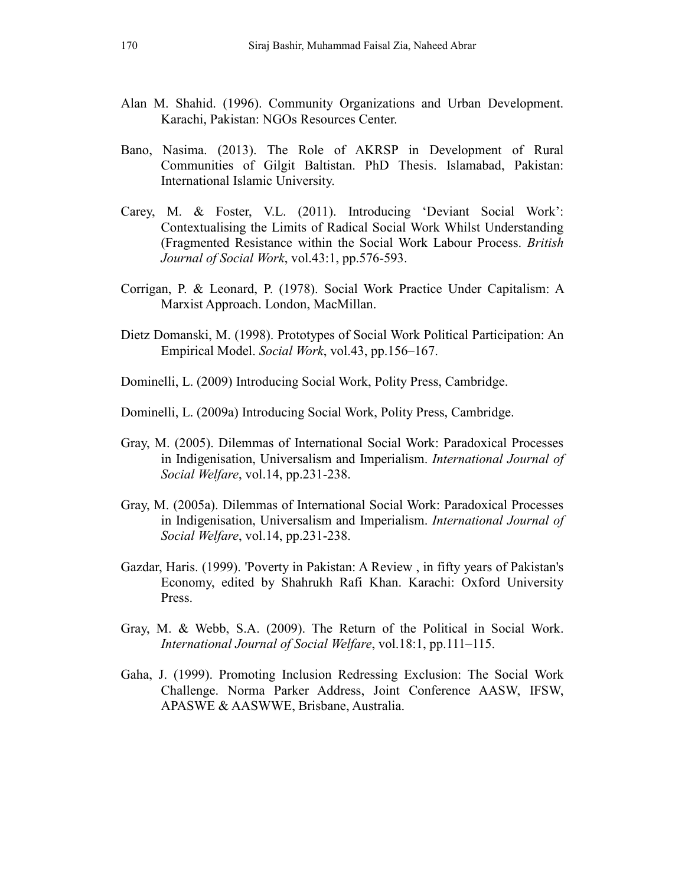Alan M. Shahid. (1996). Community Organizations and Urban Development. Karachi, Pakistan: NGOs Resources Center.

Bano, Nasima. (2013). The Role of AKRSP in Development of Rural Communities of Gilgit Baltistan. PhD Thesis. Islamabad, Pakistan: International Islamic University.

Carey, M. & Foster, V.L. (2011). Introducing 'Deviant Social Work': Contextualising the Limits of Radical Social Work Whilst Understanding (Fragmented Resistance within the Social Work Labour Process. *British Journal of Social Work*, vol.43:1, pp.576-593.

Corrigan, P. & Leonard, P. (1978). Social Work Practice Under Capitalism: A Marxist Approach. London, MacMillan.

Dietz Domanski, M. (1998). Prototypes of Social Work Political Participation: An Empirical Model. *Social Work*, vol.43, pp.156–167.

Dominelli, L. (2009) Introducing Social Work, Polity Press, Cambridge.

Dominelli, L. (2009a) Introducing Social Work, Polity Press, Cambridge.

Gray, M. (2005). Dilemmas of International Social Work: Paradoxical Processes in Indigenisation, Universalism and Imperialism. *International Journal of Social Welfare*, vol.14, pp.231-238.

Gray, M. (2005a). Dilemmas of International Social Work: Paradoxical Processes in Indigenisation, Universalism and Imperialism. *International Journal of Social Welfare*, vol.14, pp.231-238.

Gazdar, Haris. (1999). 'Poverty in Pakistan: A Review , in fifty years of Pakistan's Economy, edited by Shahrukh Rafi Khan. Karachi: Oxford University Press.

Gray, M. & Webb, S.A. (2009). The Return of the Political in Social Work. *International Journal of Social Welfare*, vol.18:1, pp.111–115.

Gaha, J. (1999). Promoting Inclusion Redressing Exclusion: The Social Work Challenge. Norma Parker Address, Joint Conference AASW, IFSW, APASWE & AASWWE, Brisbane, Australia.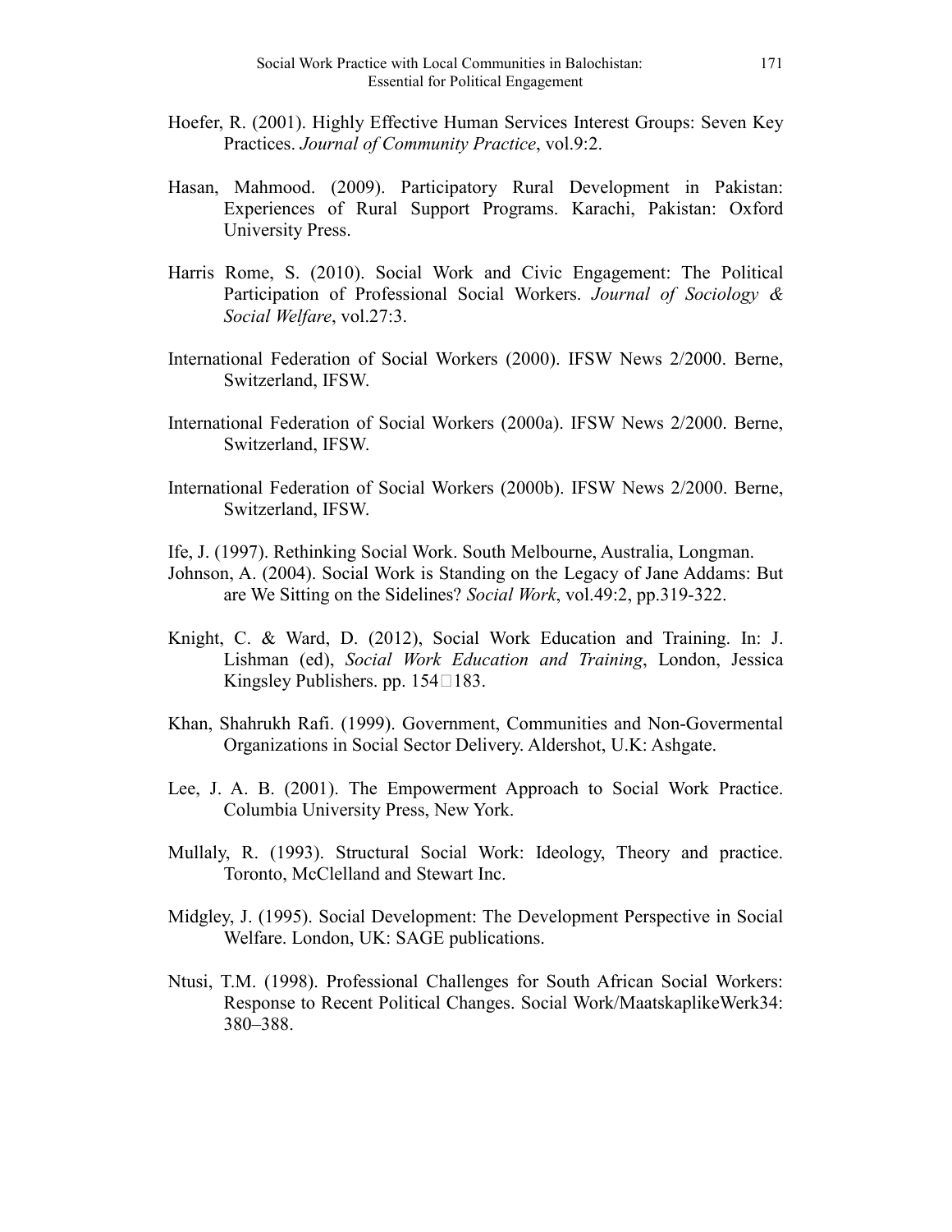Hoefer, R. (2001). Highly Effective Human Services Interest Groups: Seven Key Practices. *Journal of Community Practice*, vol.9:2.

Hasan, Mahmood. (2009). Participatory Rural Development in Pakistan: Experiences of Rural Support Programs. Karachi, Pakistan: Oxford University Press.

Harris Rome, S. (2010). Social Work and Civic Engagement: The Political Participation of Professional Social Workers. *Journal of Sociology & Social Welfare*, vol.27:3.

International Federation of Social Workers (2000). IFSW News 2/2000. Berne, Switzerland, IFSW.

International Federation of Social Workers (2000a). IFSW News 2/2000. Berne, Switzerland, IFSW.

International Federation of Social Workers (2000b). IFSW News 2/2000. Berne, Switzerland, IFSW.

Ife, J. (1997). Rethinking Social Work. South Melbourne, Australia, Longman.

Johnson, A. (2004). Social Work is Standing on the Legacy of Jane Addams: But are We Sitting on the Sidelines? *Social Work*, vol.49:2, pp.319-322.

Knight, C. & Ward, D. (2012), Social Work Education and Training. In: J. Lishman (ed), *Social Work Education and Training*, London, Jessica Kingsley Publishers. pp. 154183.

Khan, Shahrukh Rafi. (1999). Government, Communities and Non-Govermental Organizations in Social Sector Delivery. Aldershot, U.K: Ashgate.

Lee, J. A. B. (2001). The Empowerment Approach to Social Work Practice. Columbia University Press, New York.

Mullaly, R. (1993). Structural Social Work: Ideology, Theory and practice. Toronto, McClelland and Stewart Inc.

Midgley, J. (1995). Social Development: The Development Perspective in Social Welfare. London, UK: SAGE publications.

Ntusi, T.M. (1998). Professional Challenges for South African Social Workers: Response to Recent Political Changes. Social Work/MaatskaplikeWerk34: 380–388.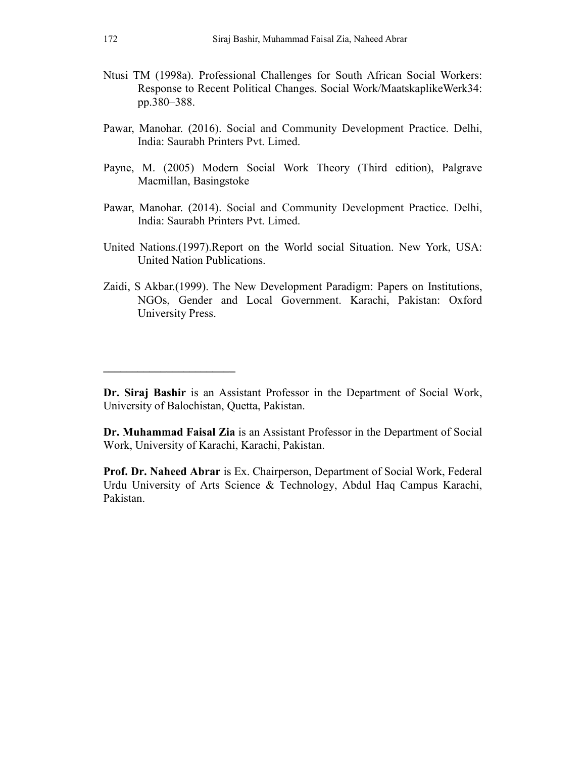Ntusi TM (1998a). Professional Challenges for South African Social Workers: Response to Recent Political Changes. Social Work/MaatskaplikeWerk34: pp.380–388.

Pawar, Manohar. (2016). Social and Community Development Practice. Delhi, India: Saurabh Printers Pvt. Limed.

Payne, M. (2005) Modern Social Work Theory (Third edition), Palgrave Macmillan, Basingstoke

Pawar, Manohar. (2014). Social and Community Development Practice. Delhi, India: Saurabh Printers Pvt. Limed.

United Nations.(1997).Report on the World social Situation. New York, USA: United Nation Publications.

Zaidi, S Akbar.(1999). The New Development Paradigm: Papers on Institutions, NGOs, Gender and Local Government. Karachi, Pakistan: Oxford University Press.

---

**Dr. Siraj Bashir** is an Assistant Professor in the Department of Social Work, University of Balochistan, Quetta, Pakistan.

**Dr. Muhammad Faisal Zia** is an Assistant Professor in the Department of Social Work, University of Karachi, Karachi, Pakistan.

**Prof. Dr. Naheed Abrar** is Ex. Chairperson, Department of Social Work, Federal Urdu University of Arts Science & Technology, Abdul Haq Campus Karachi, Pakistan.